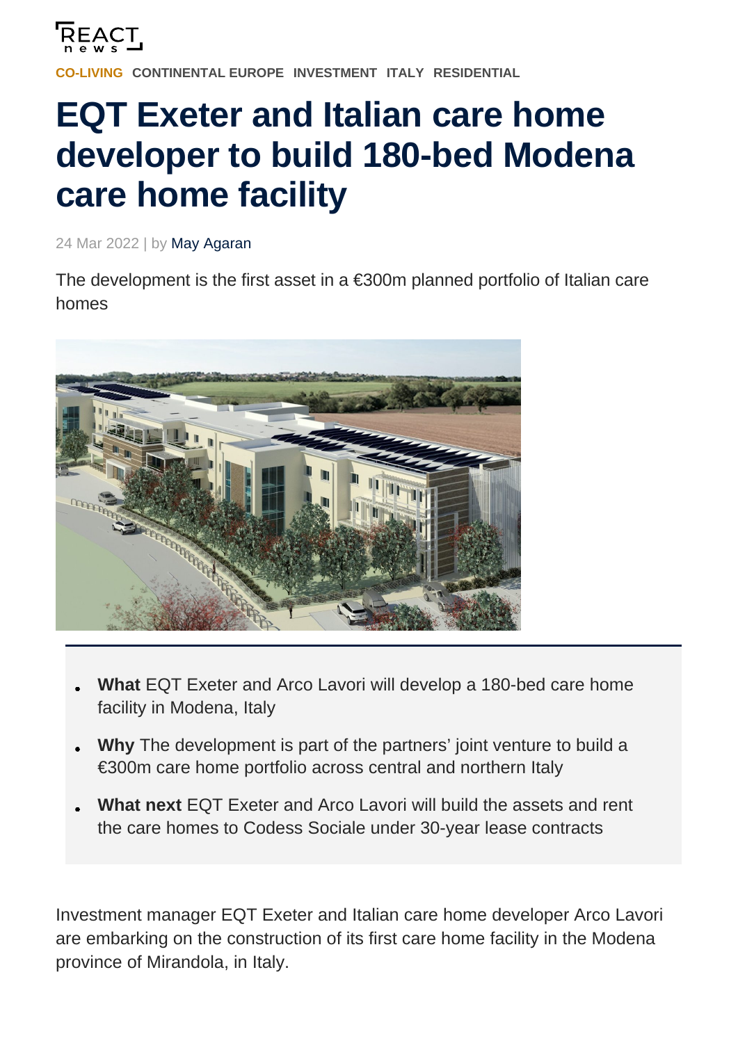CO-LIVING CONTINENTAL EUROPE INVESTMENT ITALY RESIDENTIAL

# EQT Exeter and Italian care home developer to build 180-bed Modena care home facility

24 Mar 2022 | by May Agaran

The development is the first asset in a €300m planned portfolio of Italian care homes

- **What** EQT Exeter and Arco Lavori will develop a 180-bed care home facility in Modena, Italy
- **Why** The development is part of the partners' joint venture to build a €300m care home portfolio across central and northern Italy
- **What next** EQT Exeter and Arco Lavori will build the assets and rent the care homes to Codess Sociale under 30-year lease contracts

Investment manager EQT Exeter and Italian care home developer Arco Lavori are embarking on the construction of its first care home facility in the Modena province of Mirandola, in Italy.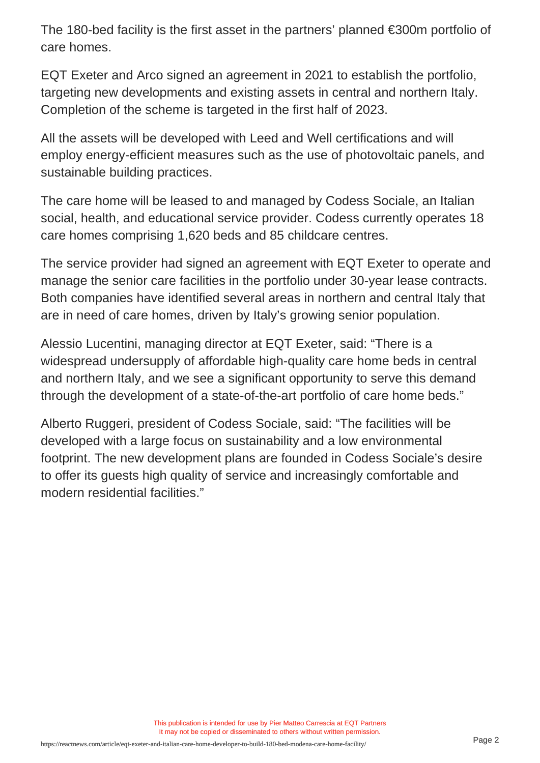The 180-bed facility is the first asset in the partners' planned €300m portfolio of care homes.

EQT Exeter and Arco signed an agreement in 2021 to establish the portfolio, targeting new developments and existing assets in central and northern Italy. Completion of the scheme is targeted in the first half of 2023.

All the assets will be developed with Leed and Well certifications and will employ energy-efficient measures such as the use of photovoltaic panels, and sustainable building practices.

The care home will be leased to and managed by Codess Sociale, an Italian social, health, and educational service provider. Codess currently operates 18 care homes comprising 1,620 beds and 85 childcare centres.

The service provider had signed an agreement with EQT Exeter to operate and manage the senior care facilities in the portfolio under 30-year lease contracts. Both companies have identified several areas in northern and central Italy that are in need of care homes, driven by Italy's growing senior population.

Alessio Lucentini, managing director at EQT Exeter, said: "There is a widespread undersupply of affordable high-quality care home beds in central and northern Italy, and we see a significant opportunity to serve this demand through the development of a state-of-the-art portfolio of care home beds."

Alberto Ruggeri, president of Codess Sociale, said: "The facilities will be developed with a large focus on sustainability and a low environmental footprint. The new development plans are founded in Codess Sociale's desire to offer its guests high quality of service and increasingly comfortable and modern residential facilities."